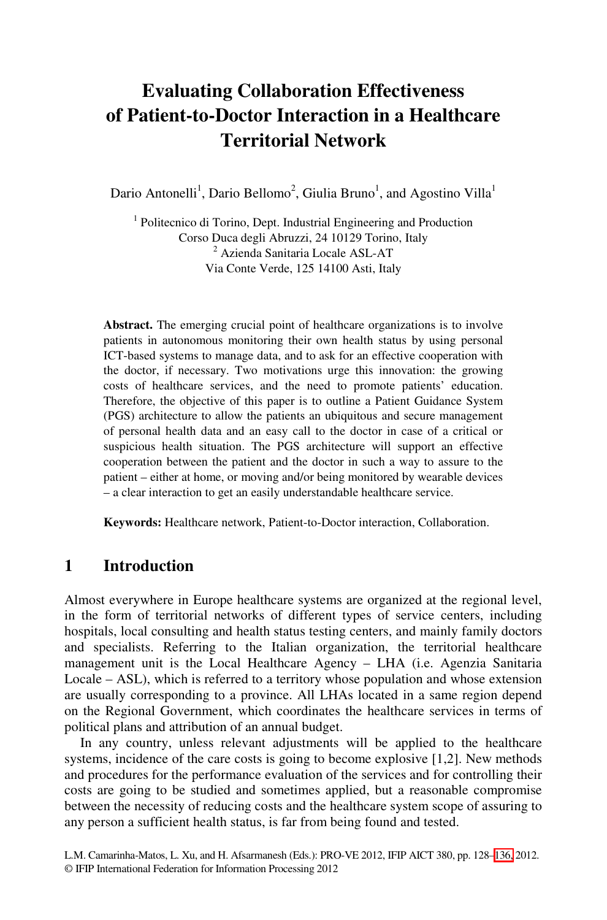# Evaluating Collaboration Effectiveness of Patient-to-Doctor Interaction in a Healthcare Territorial Network

Dario Antonelli[1], Dario Bellomo[2], Giulia Bruno[1], and Agostino Villa[1]

[1] Politecnico di Torino, Dept. Industrial Engineering and Production
Corso Duca degli Abruzzi, 24 10129 Torino, Italy
[2] Azienda Sanitaria Locale ASL-AT
Via Conte Verde, 125 14100 Asti, Italy

**Abstract.** The emerging crucial point of healthcare organizations is to involve patients in autonomous monitoring their own health status by using personal ICT-based systems to manage data, and to ask for an effective cooperation with the doctor, if necessary. Two motivations urge this innovation: the growing costs of healthcare services, and the need to promote patients' education. Therefore, the objective of this paper is to outline a Patient Guidance System (PGS) architecture to allow the patients an ubiquitous and secure management of personal health data and an easy call to the doctor in case of a critical or suspicious health situation. The PGS architecture will support an effective cooperation between the patient and the doctor in such a way to assure to the patient – either at home, or moving and/or being monitored by wearable devices – a clear interaction to get an easily understandable healthcare service.

**Keywords:** Healthcare network, Patient-to-Doctor interaction, Collaboration.

## 1 Introduction

Almost everywhere in Europe healthcare systems are organized at the regional level, in the form of territorial networks of different types of service centers, including hospitals, local consulting and health status testing centers, and mainly family doctors and specialists. Referring to the Italian organization, the territorial healthcare management unit is the Local Healthcare Agency – LHA (i.e. Agenzia Sanitaria Locale – ASL), which is referred to a territory whose population and whose extension are usually corresponding to a province. All LHAs located in a same region depend on the Regional Government, which coordinates the healthcare services in terms of political plans and attribution of an annual budget.

In any country, unless relevant adjustments will be applied to the healthcare systems, incidence of the care costs is going to become explosive [1,2]. New methods and procedures for the performance evaluation of the services and for controlling their costs are going to be studied and sometimes applied, but a reasonable compromise between the necessity of reducing costs and the healthcare system scope of assuring to any person a sufficient health status, is far from being found and tested.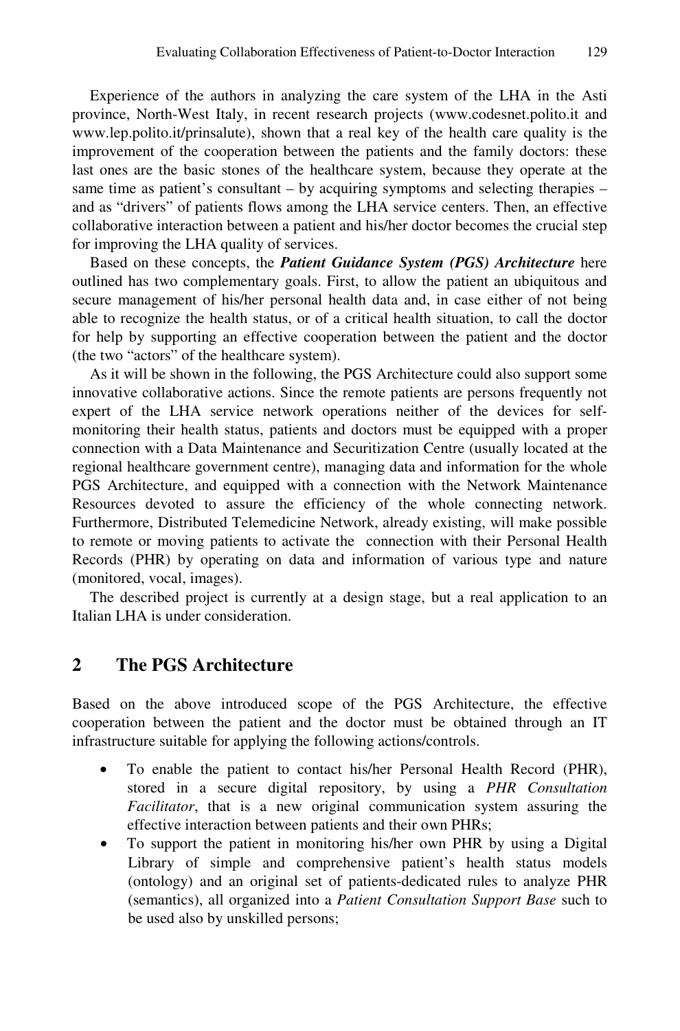Experience of the authors in analyzing the care system of the LHA in the Asti province, North-West Italy, in recent research projects (www.codesnet.polito.it and www.lep.polito.it/prinsalute), shown that a real key of the health care quality is the improvement of the cooperation between the patients and the family doctors: these last ones are the basic stones of the healthcare system, because they operate at the same time as patient's consultant – by acquiring symptoms and selecting therapies – and as "drivers" of patients flows among the LHA service centers. Then, an effective collaborative interaction between a patient and his/her doctor becomes the crucial step for improving the LHA quality of services.

Based on these concepts, the ***Patient Guidance System (PGS) Architecture*** here outlined has two complementary goals. First, to allow the patient an ubiquitous and secure management of his/her personal health data and, in case either of not being able to recognize the health status, or of a critical health situation, to call the doctor for help by supporting an effective cooperation between the patient and the doctor (the two "actors" of the healthcare system).

As it will be shown in the following, the PGS Architecture could also support some innovative collaborative actions. Since the remote patients are persons frequently not expert of the LHA service network operations neither of the devices for self-monitoring their health status, patients and doctors must be equipped with a proper connection with a Data Maintenance and Securitization Centre (usually located at the regional healthcare government centre), managing data and information for the whole PGS Architecture, and equipped with a connection with the Network Maintenance Resources devoted to assure the efficiency of the whole connecting network. Furthermore, Distributed Telemedicine Network, already existing, will make possible to remote or moving patients to activate the connection with their Personal Health Records (PHR) by operating on data and information of various type and nature (monitored, vocal, images).

The described project is currently at a design stage, but a real application to an Italian LHA is under consideration.

## 2 The PGS Architecture

Based on the above introduced scope of the PGS Architecture, the effective cooperation between the patient and the doctor must be obtained through an IT infrastructure suitable for applying the following actions/controls.

- To enable the patient to contact his/her Personal Health Record (PHR), stored in a secure digital repository, by using a *PHR Consultation Facilitator*, that is a new original communication system assuring the effective interaction between patients and their own PHRs;
- To support the patient in monitoring his/her own PHR by using a Digital Library of simple and comprehensive patient's health status models (ontology) and an original set of patients-dedicated rules to analyze PHR (semantics), all organized into a *Patient Consultation Support Base* such to be used also by unskilled persons;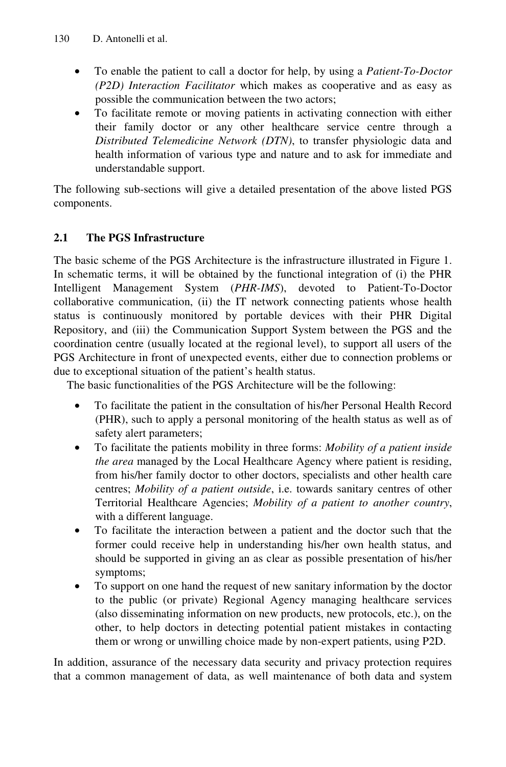- To enable the patient to call a doctor for help, by using a *Patient-To-Doctor (P2D) Interaction Facilitator* which makes as cooperative and as easy as possible the communication between the two actors;
- To facilitate remote or moving patients in activating connection with either their family doctor or any other healthcare service centre through a *Distributed Telemedicine Network (DTN)*, to transfer physiologic data and health information of various type and nature and to ask for immediate and understandable support.

The following sub-sections will give a detailed presentation of the above listed PGS components.

## 2.1 The PGS Infrastructure

The basic scheme of the PGS Architecture is the infrastructure illustrated in Figure 1. In schematic terms, it will be obtained by the functional integration of (i) the PHR Intelligent Management System (*PHR-IMS*), devoted to Patient-To-Doctor collaborative communication, (ii) the IT network connecting patients whose health status is continuously monitored by portable devices with their PHR Digital Repository, and (iii) the Communication Support System between the PGS and the coordination centre (usually located at the regional level), to support all users of the PGS Architecture in front of unexpected events, either due to connection problems or due to exceptional situation of the patient's health status.

The basic functionalities of the PGS Architecture will be the following:

- To facilitate the patient in the consultation of his/her Personal Health Record (PHR), such to apply a personal monitoring of the health status as well as of safety alert parameters;
- To facilitate the patients mobility in three forms: *Mobility of a patient inside the area* managed by the Local Healthcare Agency where patient is residing, from his/her family doctor to other doctors, specialists and other health care centres; *Mobility of a patient outside*, i.e. towards sanitary centres of other Territorial Healthcare Agencies; *Mobility of a patient to another country*, with a different language.
- To facilitate the interaction between a patient and the doctor such that the former could receive help in understanding his/her own health status, and should be supported in giving an as clear as possible presentation of his/her symptoms;
- To support on one hand the request of new sanitary information by the doctor to the public (or private) Regional Agency managing healthcare services (also disseminating information on new products, new protocols, etc.), on the other, to help doctors in detecting potential patient mistakes in contacting them or wrong or unwilling choice made by non-expert patients, using P2D.

In addition, assurance of the necessary data security and privacy protection requires that a common management of data, as well maintenance of both data and system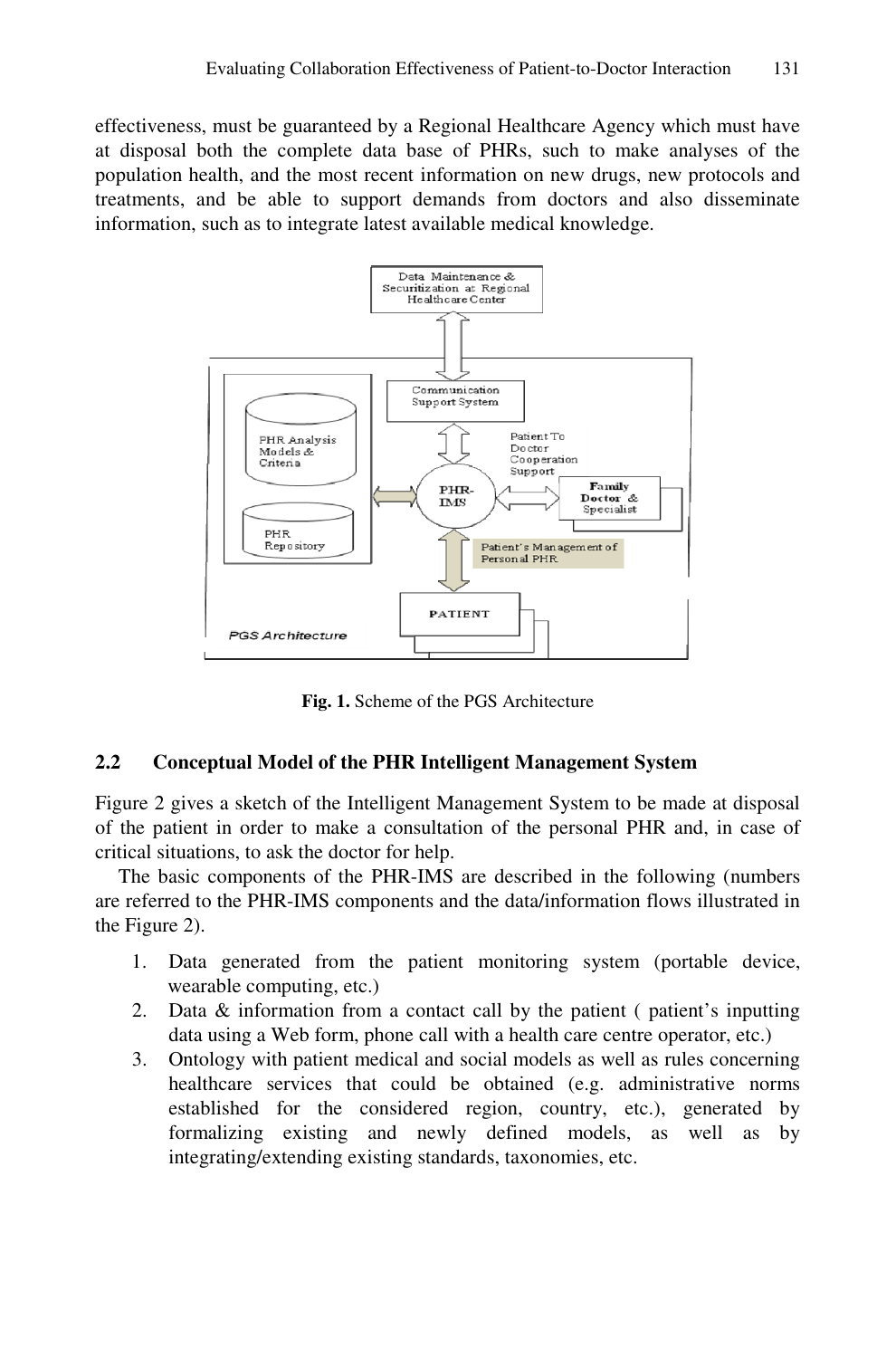effectiveness, must be guaranteed by a Regional Healthcare Agency which must have at disposal both the complete data base of PHRs, such to make analyses of the population health, and the most recent information on new drugs, new protocols and treatments, and be able to support demands from doctors and also disseminate information, such as to integrate latest available medical knowledge.

**Fig. 1.** Scheme of the PGS Architecture

### 2.2 Conceptual Model of the PHR Intelligent Management System

Figure 2 gives a sketch of the Intelligent Management System to be made at disposal of the patient in order to make a consultation of the personal PHR and, in case of critical situations, to ask the doctor for help.

The basic components of the PHR-IMS are described in the following (numbers are referred to the PHR-IMS components and the data/information flows illustrated in the Figure 2).

1. Data generated from the patient monitoring system (portable device, wearable computing, etc.)
2. Data & information from a contact call by the patient ( patient's inputting data using a Web form, phone call with a health care centre operator, etc.)
3. Ontology with patient medical and social models as well as rules concerning healthcare services that could be obtained (e.g. administrative norms established for the considered region, country, etc.), generated by formalizing existing and newly defined models, as well as by integrating/extending existing standards, taxonomies, etc.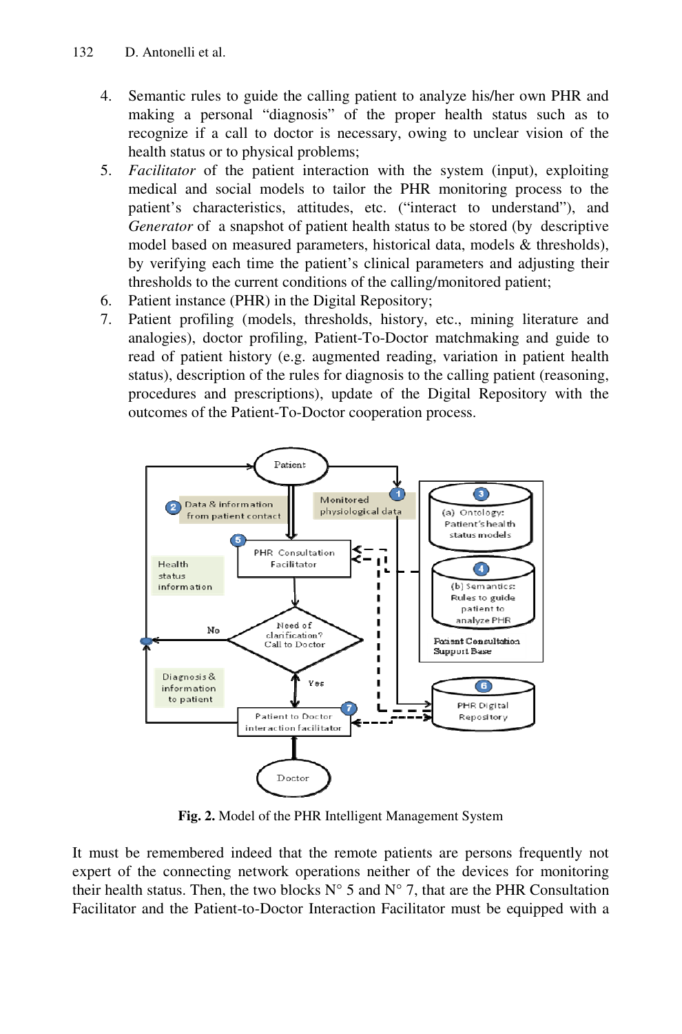4. Semantic rules to guide the calling patient to analyze his/her own PHR and making a personal “diagnosis” of the proper health status such as to recognize if a call to doctor is necessary, owing to unclear vision of the health status or to physical problems;
5. *Facilitator* of the patient interaction with the system (input), exploiting medical and social models to tailor the PHR monitoring process to the patient’s characteristics, attitudes, etc. (“interact to understand”), and *Generator* of a snapshot of patient health status to be stored (by descriptive model based on measured parameters, historical data, models & thresholds), by verifying each time the patient’s clinical parameters and adjusting their thresholds to the current conditions of the calling/monitored patient;
6. Patient instance (PHR) in the Digital Repository;
7. Patient profiling (models, thresholds, history, etc., mining literature and analogies), doctor profiling, Patient-To-Doctor matchmaking and guide to read of patient history (e.g. augmented reading, variation in patient health status), description of the rules for diagnosis to the calling patient (reasoning, procedures and prescriptions), update of the Digital Repository with the outcomes of the Patient-To-Doctor cooperation process.

**Fig. 2.** Model of the PHR Intelligent Management System

It must be remembered indeed that the remote patients are persons frequently not expert of the connecting network operations neither of the devices for monitoring their health status. Then, the two blocks N° 5 and N° 7, that are the PHR Consultation Facilitator and the Patient-to-Doctor Interaction Facilitator must be equipped with a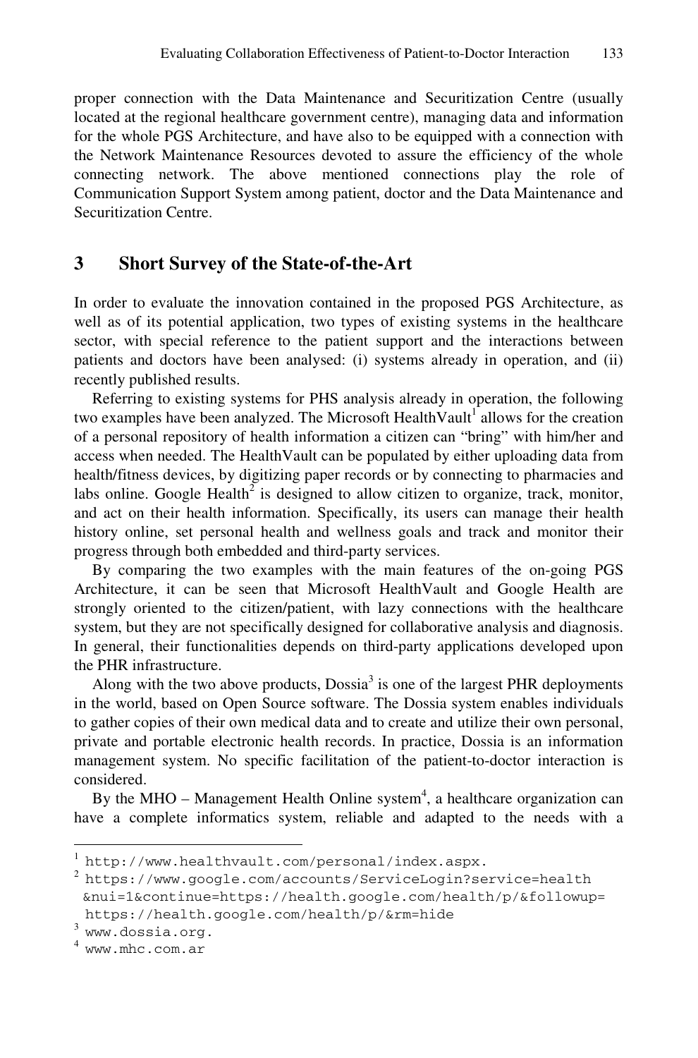proper connection with the Data Maintenance and Securitization Centre (usually located at the regional healthcare government centre), managing data and information for the whole PGS Architecture, and have also to be equipped with a connection with the Network Maintenance Resources devoted to assure the efficiency of the whole connecting network. The above mentioned connections play the role of Communication Support System among patient, doctor and the Data Maintenance and Securitization Centre.

## 3 Short Survey of the State-of-the-Art

In order to evaluate the innovation contained in the proposed PGS Architecture, as well as of its potential application, two types of existing systems in the healthcare sector, with special reference to the patient support and the interactions between patients and doctors have been analysed: (i) systems already in operation, and (ii) recently published results.

Referring to existing systems for PHS analysis already in operation, the following two examples have been analyzed. The Microsoft HealthVault[1] allows for the creation of a personal repository of health information a citizen can "bring" with him/her and access when needed. The HealthVault can be populated by either uploading data from health/fitness devices, by digitizing paper records or by connecting to pharmacies and labs online. Google Health[2] is designed to allow citizen to organize, track, monitor, and act on their health information. Specifically, its users can manage their health history online, set personal health and wellness goals and track and monitor their progress through both embedded and third-party services.

By comparing the two examples with the main features of the on-going PGS Architecture, it can be seen that Microsoft HealthVault and Google Health are strongly oriented to the citizen/patient, with lazy connections with the healthcare system, but they are not specifically designed for collaborative analysis and diagnosis. In general, their functionalities depends on third-party applications developed upon the PHR infrastructure.

Along with the two above products, Dossia[3] is one of the largest PHR deployments in the world, based on Open Source software. The Dossia system enables individuals to gather copies of their own medical data and to create and utilize their own personal, private and portable electronic health records. In practice, Dossia is an information management system. No specific facilitation of the patient-to-doctor interaction is considered.

By the MHO – Management Health Online system[4], a healthcare organization can have a complete informatics system, reliable and adapted to the needs with a

---

[1] http://www.healthvault.com/personal/index.aspx.

[2] https://www.google.com/accounts/ServiceLogin?service=health&nui=1&continue=https://health.google.com/health/p/&followup=https://health.google.com/health/p/&rm=hide

[3] www.dossia.org.

[4] www.mhc.com.ar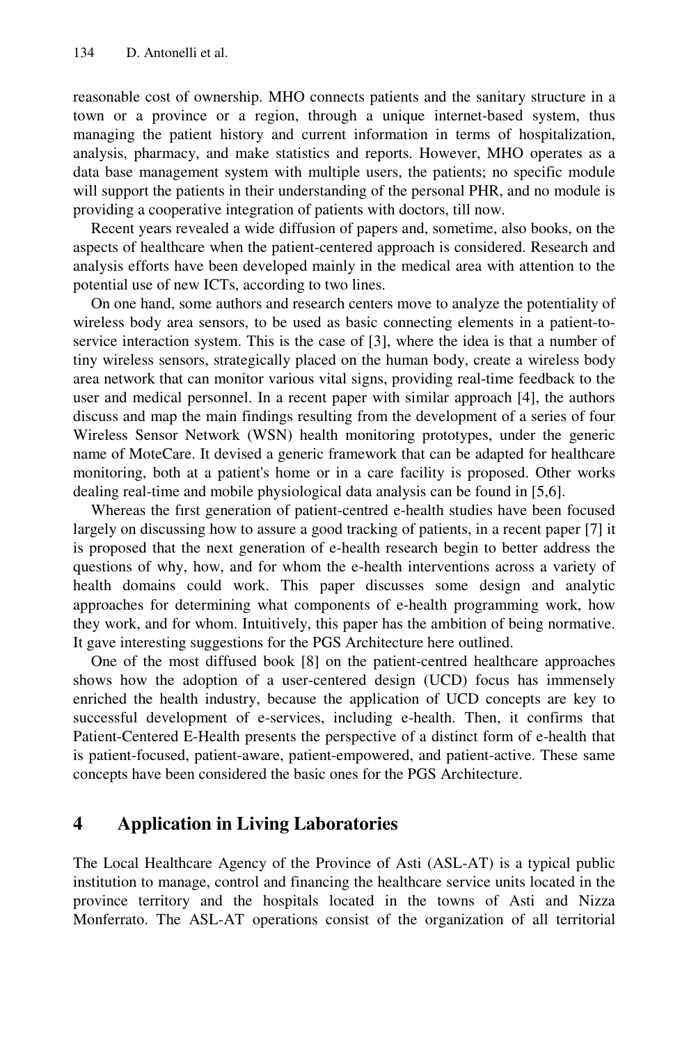reasonable cost of ownership. MHO connects patients and the sanitary structure in a town or a province or a region, through a unique internet-based system, thus managing the patient history and current information in terms of hospitalization, analysis, pharmacy, and make statistics and reports. However, MHO operates as a data base management system with multiple users, the patients; no specific module will support the patients in their understanding of the personal PHR, and no module is providing a cooperative integration of patients with doctors, till now.

Recent years revealed a wide diffusion of papers and, sometime, also books, on the aspects of healthcare when the patient-centered approach is considered. Research and analysis efforts have been developed mainly in the medical area with attention to the potential use of new ICTs, according to two lines.

On one hand, some authors and research centers move to analyze the potentiality of wireless body area sensors, to be used as basic connecting elements in a patient-to-service interaction system. This is the case of [3], where the idea is that a number of tiny wireless sensors, strategically placed on the human body, create a wireless body area network that can monitor various vital signs, providing real-time feedback to the user and medical personnel. In a recent paper with similar approach [4], the authors discuss and map the main findings resulting from the development of a series of four Wireless Sensor Network (WSN) health monitoring prototypes, under the generic name of MoteCare. It devised a generic framework that can be adapted for healthcare monitoring, both at a patient's home or in a care facility is proposed. Other works dealing real-time and mobile physiological data analysis can be found in [5,6].

Whereas the first generation of patient-centred e-health studies have been focused largely on discussing how to assure a good tracking of patients, in a recent paper [7] it is proposed that the next generation of e-health research begin to better address the questions of why, how, and for whom the e-health interventions across a variety of health domains could work. This paper discusses some design and analytic approaches for determining what components of e-health programming work, how they work, and for whom. Intuitively, this paper has the ambition of being normative. It gave interesting suggestions for the PGS Architecture here outlined.

One of the most diffused book [8] on the patient-centred healthcare approaches shows how the adoption of a user-centered design (UCD) focus has immensely enriched the health industry, because the application of UCD concepts are key to successful development of e-services, including e-health. Then, it confirms that Patient-Centered E-Health presents the perspective of a distinct form of e-health that is patient-focused, patient-aware, patient-empowered, and patient-active. These same concepts have been considered the basic ones for the PGS Architecture.

## 4 Application in Living Laboratories

The Local Healthcare Agency of the Province of Asti (ASL-AT) is a typical public institution to manage, control and financing the healthcare service units located in the province territory and the hospitals located in the towns of Asti and Nizza Monferrato. The ASL-AT operations consist of the organization of all territorial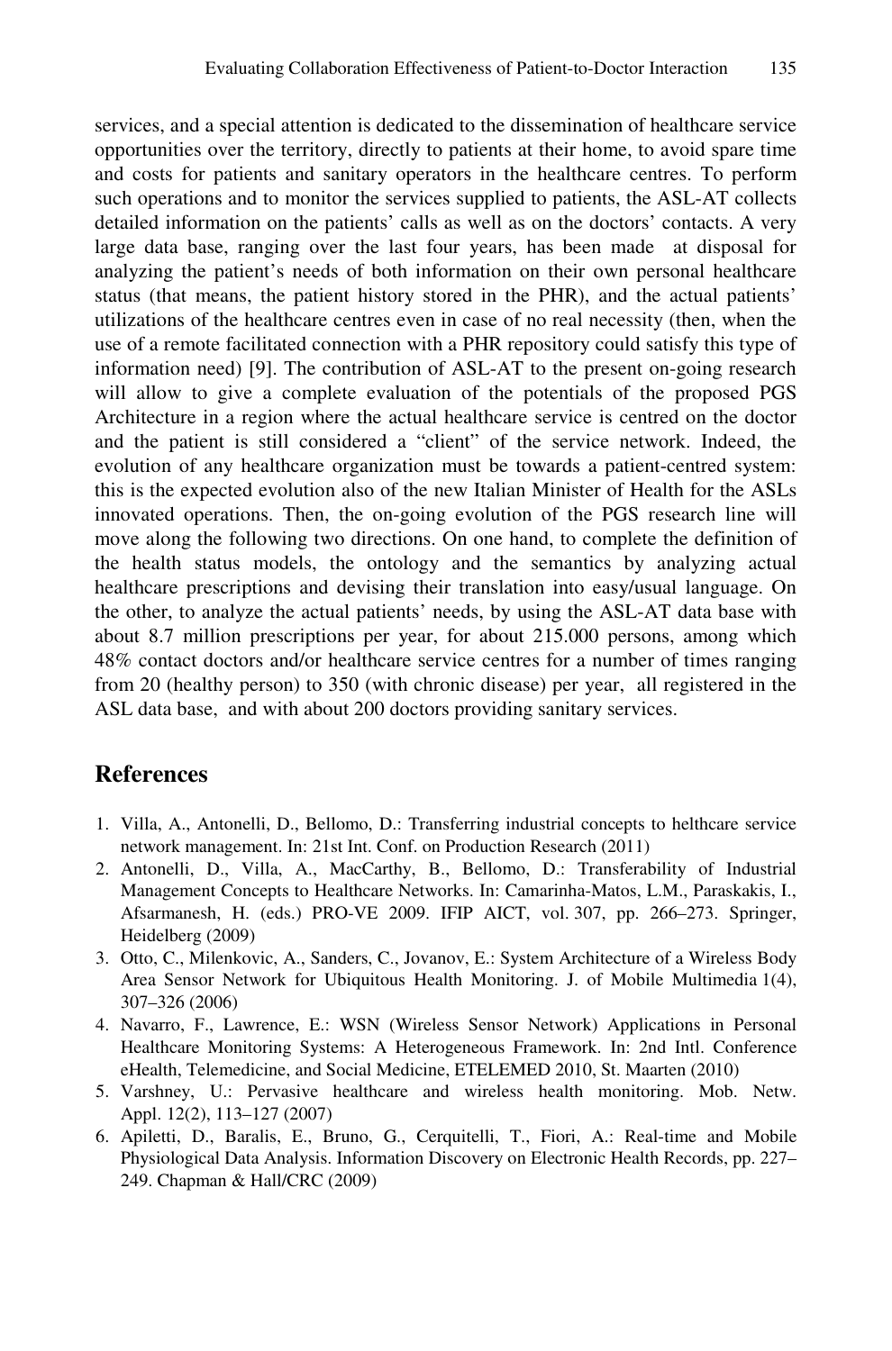services, and a special attention is dedicated to the dissemination of healthcare service opportunities over the territory, directly to patients at their home, to avoid spare time and costs for patients and sanitary operators in the healthcare centres. To perform such operations and to monitor the services supplied to patients, the ASL-AT collects detailed information on the patients' calls as well as on the doctors' contacts. A very large data base, ranging over the last four years, has been made at disposal for analyzing the patient's needs of both information on their own personal healthcare status (that means, the patient history stored in the PHR), and the actual patients' utilizations of the healthcare centres even in case of no real necessity (then, when the use of a remote facilitated connection with a PHR repository could satisfy this type of information need) [9]. The contribution of ASL-AT to the present on-going research will allow to give a complete evaluation of the potentials of the proposed PGS Architecture in a region where the actual healthcare service is centred on the doctor and the patient is still considered a "client" of the service network. Indeed, the evolution of any healthcare organization must be towards a patient-centred system: this is the expected evolution also of the new Italian Minister of Health for the ASLs innovated operations. Then, the on-going evolution of the PGS research line will move along the following two directions. On one hand, to complete the definition of the health status models, the ontology and the semantics by analyzing actual healthcare prescriptions and devising their translation into easy/usual language. On the other, to analyze the actual patients' needs, by using the ASL-AT data base with about 8.7 million prescriptions per year, for about 215.000 persons, among which 48% contact doctors and/or healthcare service centres for a number of times ranging from 20 (healthy person) to 350 (with chronic disease) per year, all registered in the ASL data base, and with about 200 doctors providing sanitary services.

## References

1. Villa, A., Antonelli, D., Bellomo, D.: Transferring industrial concepts to helthcare service network management. In: 21st Int. Conf. on Production Research (2011)
2. Antonelli, D., Villa, A., MacCarthy, B., Bellomo, D.: Transferability of Industrial Management Concepts to Healthcare Networks. In: Camarinha-Matos, L.M., Paraskakis, I., Afsarmanesh, H. (eds.) PRO-VE 2009. IFIP AICT, vol. 307, pp. 266–273. Springer, Heidelberg (2009)
3. Otto, C., Milenkovic, A., Sanders, C., Jovanov, E.: System Architecture of a Wireless Body Area Sensor Network for Ubiquitous Health Monitoring. J. of Mobile Multimedia 1(4), 307–326 (2006)
4. Navarro, F., Lawrence, E.: WSN (Wireless Sensor Network) Applications in Personal Healthcare Monitoring Systems: A Heterogeneous Framework. In: 2nd Intl. Conference eHealth, Telemedicine, and Social Medicine, ETELEMED 2010, St. Maarten (2010)
5. Varshney, U.: Pervasive healthcare and wireless health monitoring. Mob. Netw. Appl. 12(2), 113–127 (2007)
6. Apiletti, D., Baralis, E., Bruno, G., Cerquitelli, T., Fiori, A.: Real-time and Mobile Physiological Data Analysis. Information Discovery on Electronic Health Records, pp. 227–249. Chapman & Hall/CRC (2009)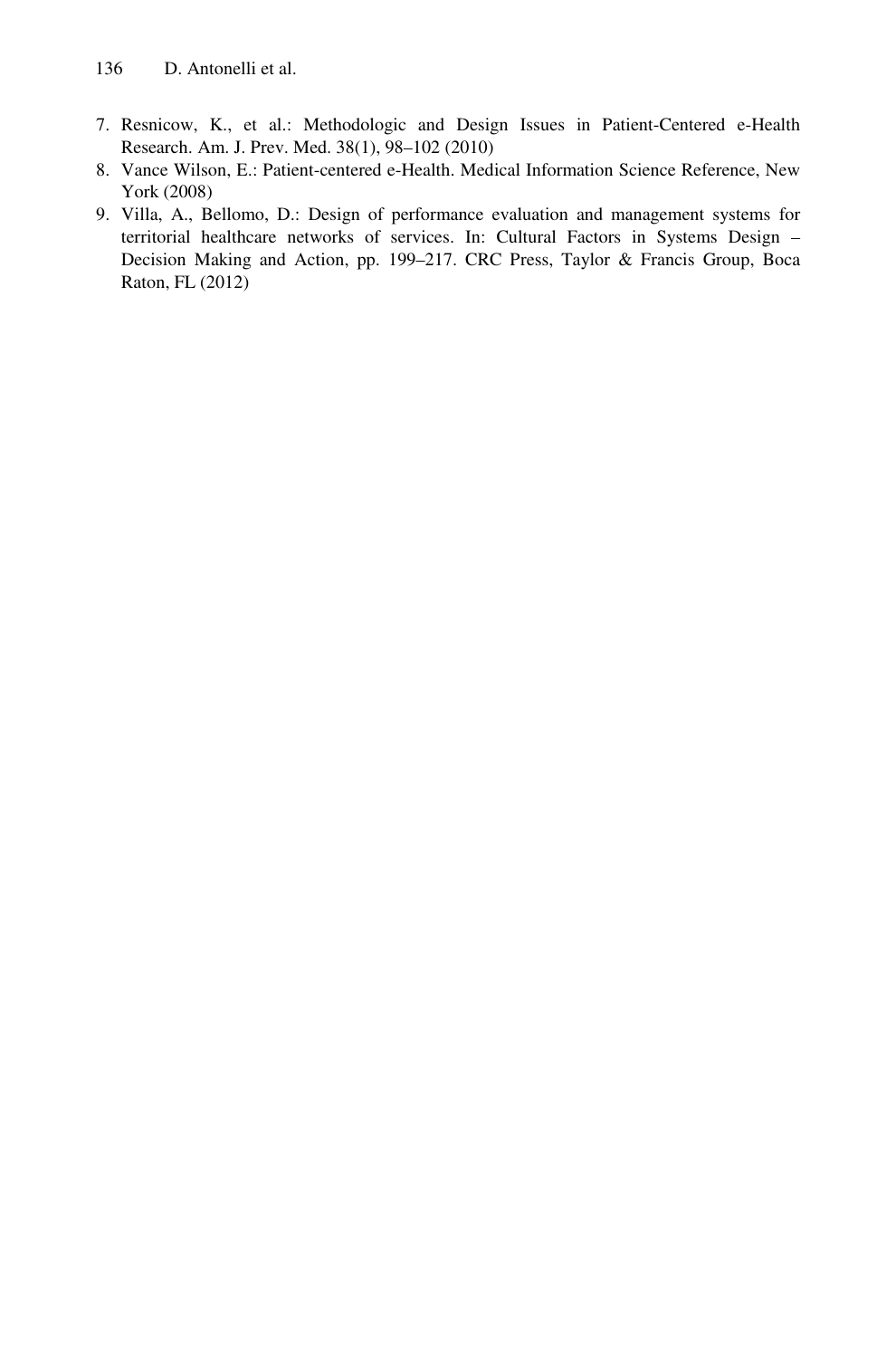7. Resnicow, K., et al.: Methodologic and Design Issues in Patient-Centered e-Health Research. Am. J. Prev. Med. 38(1), 98–102 (2010)
8. Vance Wilson, E.: Patient-centered e-Health. Medical Information Science Reference, New York (2008)
9. Villa, A., Bellomo, D.: Design of performance evaluation and management systems for territorial healthcare networks of services. In: Cultural Factors in Systems Design – Decision Making and Action, pp. 199–217. CRC Press, Taylor & Francis Group, Boca Raton, FL (2012)